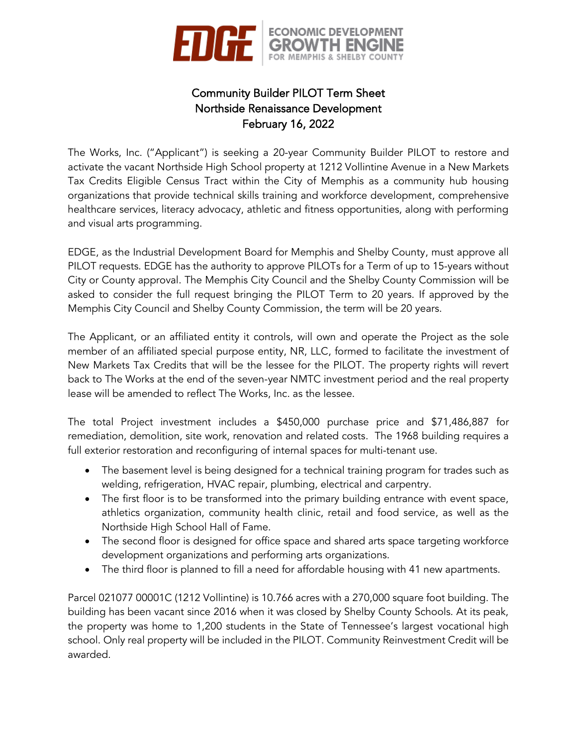EDGE | ECONOMIC DEVELOPMENT GROWTH ENGINE FOR MEMPHIS & SHELBY COUNTY

# Community Builder PILOT Term Sheet
## Northside Renaissance Development
## February 16, 2022

The Works, Inc. ("Applicant") is seeking a 20-year Community Builder PILOT to restore and activate the vacant Northside High School property at 1212 Vollintine Avenue in a New Markets Tax Credits Eligible Census Tract within the City of Memphis as a community hub housing organizations that provide technical skills training and workforce development, comprehensive healthcare services, literacy advocacy, athletic and fitness opportunities, along with performing and visual arts programming.

EDGE, as the Industrial Development Board for Memphis and Shelby County, must approve all PILOT requests. EDGE has the authority to approve PILOTs for a Term of up to 15-years without City or County approval. The Memphis City Council and the Shelby County Commission will be asked to consider the full request bringing the PILOT Term to 20 years. If approved by the Memphis City Council and Shelby County Commission, the term will be 20 years.

The Applicant, or an affiliated entity it controls, will own and operate the Project as the sole member of an affiliated special purpose entity, NR, LLC, formed to facilitate the investment of New Markets Tax Credits that will be the lessee for the PILOT. The property rights will revert back to The Works at the end of the seven-year NMTC investment period and the real property lease will be amended to reflect The Works, Inc. as the lessee.

The total Project investment includes a $450,000 purchase price and $71,486,887 for remediation, demolition, site work, renovation and related costs. The 1968 building requires a full exterior restoration and reconfiguring of internal spaces for multi-tenant use.

- The basement level is being designed for a technical training program for trades such as welding, refrigeration, HVAC repair, plumbing, electrical and carpentry.
- The first floor is to be transformed into the primary building entrance with event space, athletics organization, community health clinic, retail and food service, as well as the Northside High School Hall of Fame.
- The second floor is designed for office space and shared arts space targeting workforce development organizations and performing arts organizations.
- The third floor is planned to fill a need for affordable housing with 41 new apartments.

Parcel 021077 00001C (1212 Vollintine) is 10.766 acres with a 270,000 square foot building. The building has been vacant since 2016 when it was closed by Shelby County Schools. At its peak, the property was home to 1,200 students in the State of Tennessee's largest vocational high school. Only real property will be included in the PILOT. Community Reinvestment Credit will be awarded.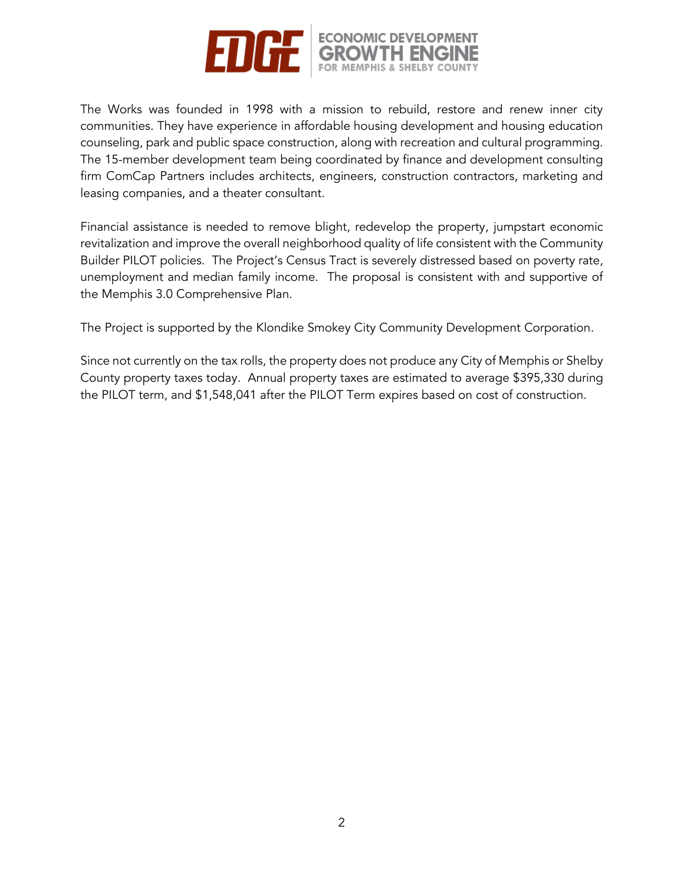The Works was founded in 1998 with a mission to rebuild, restore and renew inner city communities. They have experience in affordable housing development and housing education counseling, park and public space construction, along with recreation and cultural programming. The 15-member development team being coordinated by finance and development consulting firm ComCap Partners includes architects, engineers, construction contractors, marketing and leasing companies, and a theater consultant.

Financial assistance is needed to remove blight, redevelop the property, jumpstart economic revitalization and improve the overall neighborhood quality of life consistent with the Community Builder PILOT policies. The Project's Census Tract is severely distressed based on poverty rate, unemployment and median family income. The proposal is consistent with and supportive of the Memphis 3.0 Comprehensive Plan.

The Project is supported by the Klondike Smokey City Community Development Corporation.

Since not currently on the tax rolls, the property does not produce any City of Memphis or Shelby County property taxes today. Annual property taxes are estimated to average $395,330 during the PILOT term, and $1,548,041 after the PILOT Term expires based on cost of construction.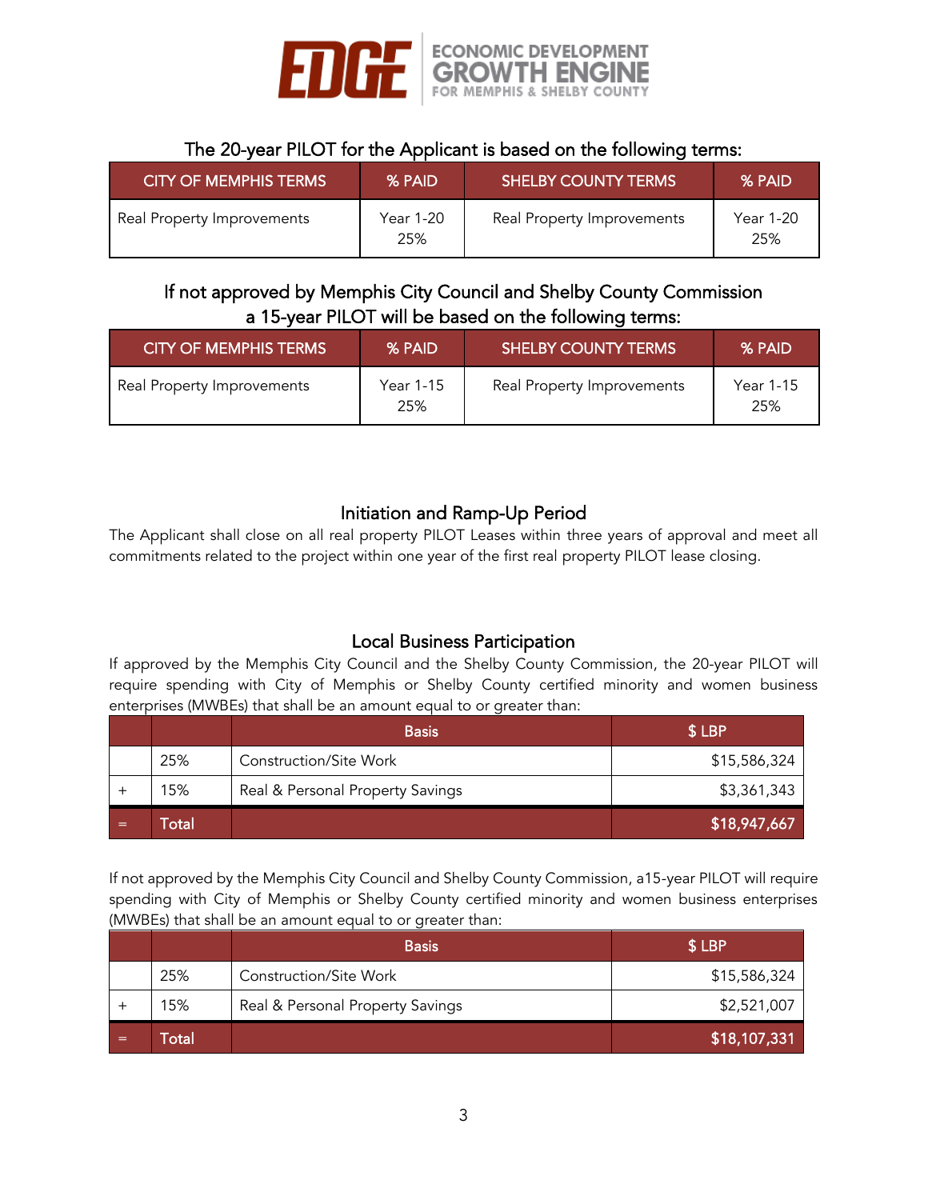### The 20-year PILOT for the Applicant is based on the following terms:

| CITY OF MEMPHIS TERMS | % PAID | SHELBY COUNTY TERMS | % PAID |
|---|---|---|---|
| Real Property Improvements | Year 1-20 25% | Real Property Improvements | Year 1-20 25% |

### If not approved by Memphis City Council and Shelby County Commission a 15-year PILOT will be based on the following terms:

| CITY OF MEMPHIS TERMS | % PAID | SHELBY COUNTY TERMS | % PAID |
|---|---|---|---|
| Real Property Improvements | Year 1-15 25% | Real Property Improvements | Year 1-15 25% |

### Initiation and Ramp-Up Period

The Applicant shall close on all real property PILOT Leases within three years of approval and meet all commitments related to the project within one year of the first real property PILOT lease closing.

### Local Business Participation

If approved by the Memphis City Council and the Shelby County Commission, the 20-year PILOT will require spending with City of Memphis or Shelby County certified minority and women business enterprises (MWBEs) that shall be an amount equal to or greater than:

| | | Basis | $ LBP |
|---|---|---|---|
| | 25% | Construction/Site Work | $15,586,324 |
| + | 15% | Real & Personal Property Savings | $3,361,343 |
| = | Total | | $18,947,667 |

If not approved by the Memphis City Council and Shelby County Commission, a15-year PILOT will require spending with City of Memphis or Shelby County certified minority and women business enterprises (MWBEs) that shall be an amount equal to or greater than:

| | | Basis | $ LBP |
|---|---|---|---|
| | 25% | Construction/Site Work | $15,586,324 |
| + | 15% | Real & Personal Property Savings | $2,521,007 |
| = | Total | | $18,107,331 |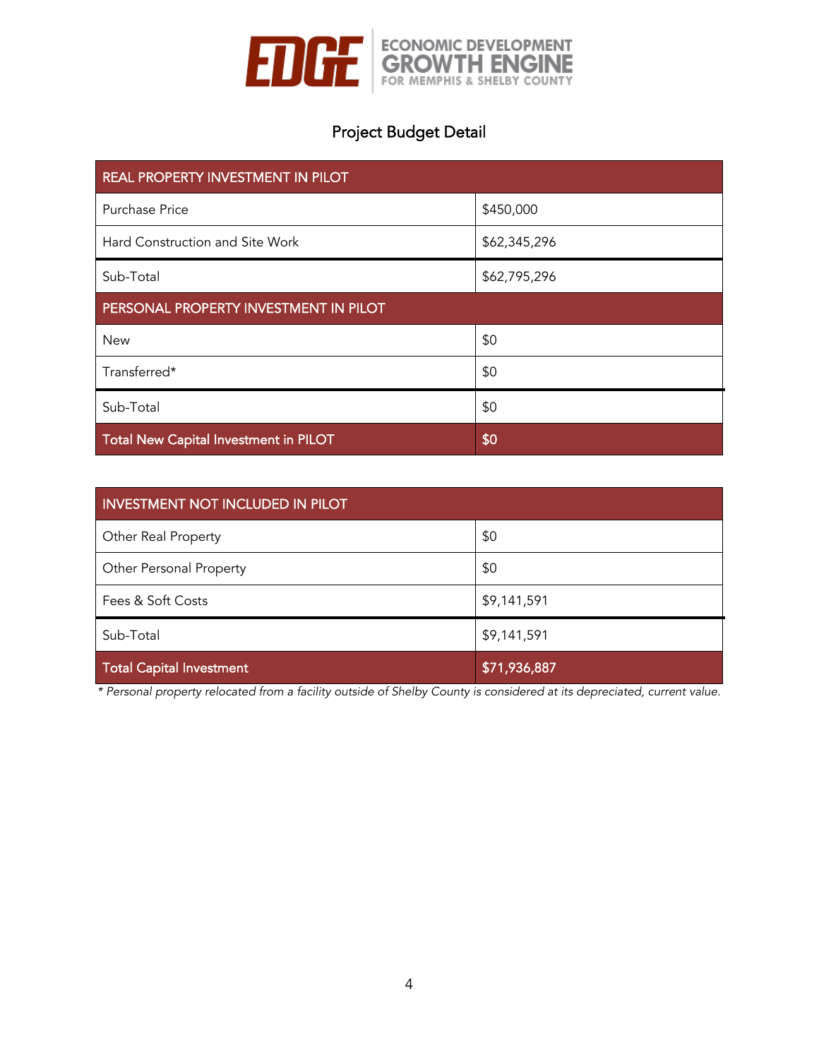## Project Budget Detail

| REAL PROPERTY INVESTMENT IN PILOT | |
|---|---|
| Purchase Price | $450,000 |
| Hard Construction and Site Work | $62,345,296 |
| Sub-Total | $62,795,296 |
| **PERSONAL PROPERTY INVESTMENT IN PILOT** | |
| New | $0 |
| Transferred* | $0 |
| Sub-Total | $0 |
| **Total New Capital Investment in PILOT** | **$0** |

| INVESTMENT NOT INCLUDED IN PILOT | |
|---|---|
| Other Real Property | $0 |
| Other Personal Property | $0 |
| Fees & Soft Costs | $9,141,591 |
| Sub-Total | $9,141,591 |
| **Total Capital Investment** | **$71,936,887** |

*\* Personal property relocated from a facility outside of Shelby County is considered at its depreciated, current value.*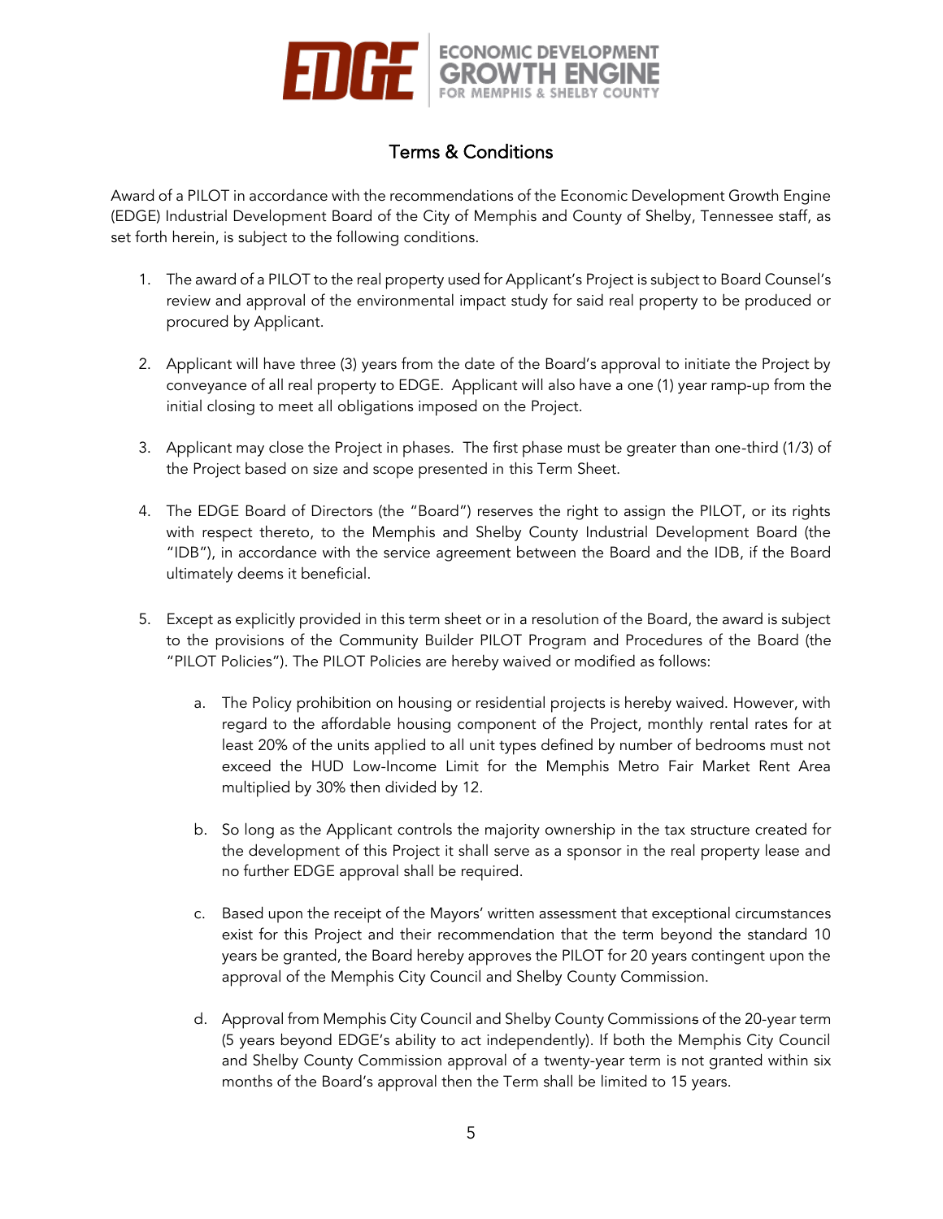## Terms & Conditions

Award of a PILOT in accordance with the recommendations of the Economic Development Growth Engine (EDGE) Industrial Development Board of the City of Memphis and County of Shelby, Tennessee staff, as set forth herein, is subject to the following conditions.

1. The award of a PILOT to the real property used for Applicant's Project is subject to Board Counsel's review and approval of the environmental impact study for said real property to be produced or procured by Applicant.

2. Applicant will have three (3) years from the date of the Board's approval to initiate the Project by conveyance of all real property to EDGE. Applicant will also have a one (1) year ramp-up from the initial closing to meet all obligations imposed on the Project.

3. Applicant may close the Project in phases. The first phase must be greater than one-third (1/3) of the Project based on size and scope presented in this Term Sheet.

4. The EDGE Board of Directors (the "Board") reserves the right to assign the PILOT, or its rights with respect thereto, to the Memphis and Shelby County Industrial Development Board (the "IDB"), in accordance with the service agreement between the Board and the IDB, if the Board ultimately deems it beneficial.

5. Except as explicitly provided in this term sheet or in a resolution of the Board, the award is subject to the provisions of the Community Builder PILOT Program and Procedures of the Board (the "PILOT Policies"). The PILOT Policies are hereby waived or modified as follows:

    a. The Policy prohibition on housing or residential projects is hereby waived. However, with regard to the affordable housing component of the Project, monthly rental rates for at least 20% of the units applied to all unit types defined by number of bedrooms must not exceed the HUD Low-Income Limit for the Memphis Metro Fair Market Rent Area multiplied by 30% then divided by 12.

    b. So long as the Applicant controls the majority ownership in the tax structure created for the development of this Project it shall serve as a sponsor in the real property lease and no further EDGE approval shall be required.

    c. Based upon the receipt of the Mayors' written assessment that exceptional circumstances exist for this Project and their recommendation that the term beyond the standard 10 years be granted, the Board hereby approves the PILOT for 20 years contingent upon the approval of the Memphis City Council and Shelby County Commission.

    d. Approval from Memphis City Council and Shelby County Commissions of the 20-year term (5 years beyond EDGE's ability to act independently). If both the Memphis City Council and Shelby County Commission approval of a twenty-year term is not granted within six months of the Board's approval then the Term shall be limited to 15 years.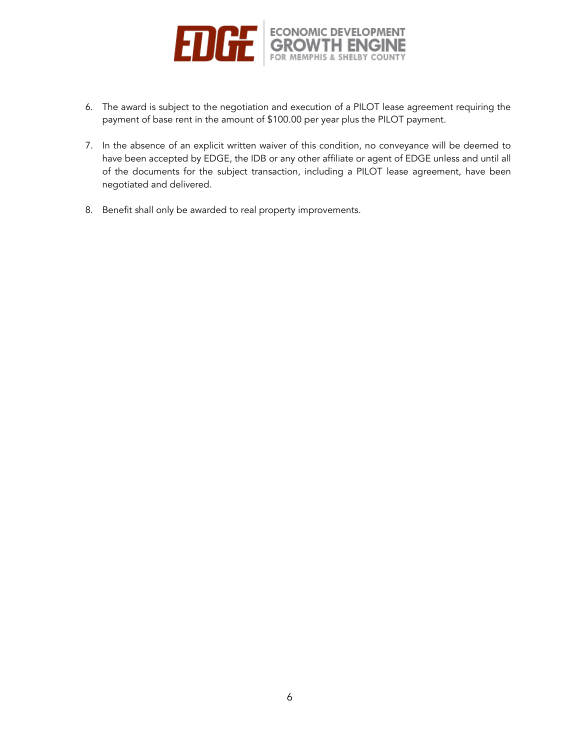6. The award is subject to the negotiation and execution of a PILOT lease agreement requiring the payment of base rent in the amount of $100.00 per year plus the PILOT payment.

7. In the absence of an explicit written waiver of this condition, no conveyance will be deemed to have been accepted by EDGE, the IDB or any other affiliate or agent of EDGE unless and until all of the documents for the subject transaction, including a PILOT lease agreement, have been negotiated and delivered.

8. Benefit shall only be awarded to real property improvements.